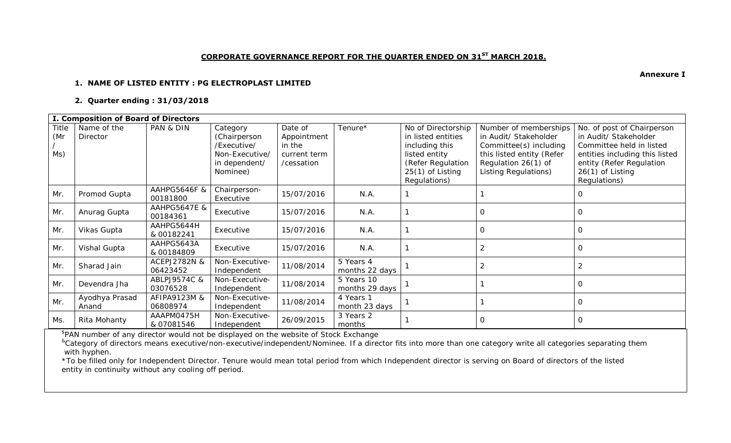# CORPORATE GOVERNANCE REPORT FOR THE QUARTER ENDED ON 31ST MARCH 2018.

**Annexure I**

1. **NAME OF LISTED ENTITY : PG ELECTROPLAST LIMITED**

2. **Quarter ending : 31/03/2018**

**I. Composition of Board of Directors**

| Title (Mr / Ms) | Name of the Director | PAN & DIN | Category (Chairperson /Executive/ Non-Executive/ in dependent/ Nominee) | Date of Appointment in the current term /cessation | Tenure* | No of Directorship in listed entities including this listed entity (Refer Regulation 25(1) of Listing Regulations) | Number of memberships in Audit/ Stakeholder Committee(s) including this listed entity (Refer Regulation 26(1) of Listing Regulations) | No. of post of Chairperson in Audit/ Stakeholder Committee held in listed entities including this listed entity (Refer Regulation 26(1) of Listing Regulations) |
|---|---|---|---|---|---|---|---|---|
| Mr. | Promod Gupta | AAHPG5646F & 00181800 | Chairperson-Executive | 15/07/2016 | N.A. | 1 | 1 | 0 |
| Mr. | Anurag Gupta | AAHPG5647E & 00184361 | Executive | 15/07/2016 | N.A. | 1 | 0 | 0 |
| Mr. | Vikas Gupta | AAHPG5644H & 00182241 | Executive | 15/07/2016 | N.A. | 1 | 0 | 0 |
| Mr. | Vishal Gupta | AAHPG5643A & 00184809 | Executive | 15/07/2016 | N.A. | 1 | 2 | 0 |
| Mr. | Sharad Jain | ACEPJ2782N & 06423452 | Non-Executive-Independent | 11/08/2014 | 5 Years 4 months 22 days | 1 | 2 | 2 |
| Mr. | Devendra Jha | ABLPJ9574C & 03076528 | Non-Executive-Independent | 11/08/2014 | 5 Years 10 months 29 days | 1 | 1 | 0 |
| Mr. | Ayodhya Prasad Anand | AFIPA9123M & 06808974 | Non-Executive-Independent | 11/08/2014 | 4 Years 1 month 23 days | 1 | 1 | 0 |
| Ms. | Rita Mohanty | AAAPM0475H & 07081546 | Non-Executive-Independent | 26/09/2015 | 3 Years 2 months | 1 | 0 | 0 |

$PAN number of any director would not be displayed on the website of Stock Exchange

&Category of directors means executive/non-executive/independent/Nominee. If a director fits into more than one category write all categories separating them with hyphen.

*To be filled only for Independent Director. Tenure would mean total period from which Independent director is serving on Board of directors of the listed entity in continuity without any cooling off period.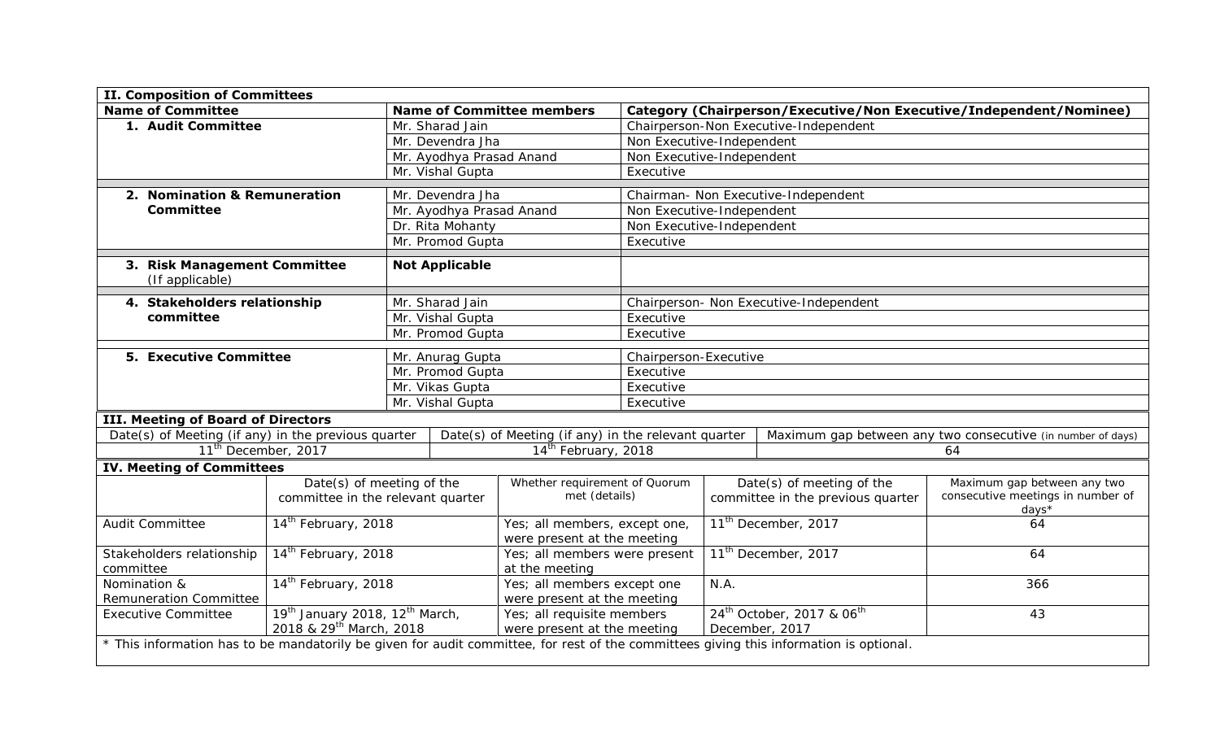## II. Composition of Committees

| Name of Committee | Name of Committee members | Category (Chairperson/Executive/Non Executive/Independent/Nominee) |
|---|---|---|
| **1. Audit Committee** | Mr. Sharad Jain | Chairperson-Non Executive-Independent |
| | Mr. Devendra Jha | Non Executive-Independent |
| | Mr. Ayodhya Prasad Anand | Non Executive-Independent |
| | Mr. Vishal Gupta | Executive |
| **2. Nomination & Remuneration Committee** | Mr. Devendra Jha | Chairman- Non Executive-Independent |
| | Mr. Ayodhya Prasad Anand | Non Executive-Independent |
| | Dr. Rita Mohanty | Non Executive-Independent |
| | Mr. Promod Gupta | Executive |
| **3. Risk Management Committee** (If applicable) | **Not Applicable** | |
| **4. Stakeholders relationship committee** | Mr. Sharad Jain | Chairperson- Non Executive-Independent |
| | Mr. Vishal Gupta | Executive |
| | Mr. Promod Gupta | Executive |
| **5. Executive Committee** | Mr. Anurag Gupta | Chairperson-Executive |
| | Mr. Promod Gupta | Executive |
| | Mr. Vikas Gupta | Executive |
| | Mr. Vishal Gupta | Executive |

## III. Meeting of Board of Directors

| Date(s) of Meeting (if any) in the previous quarter | Date(s) of Meeting (if any) in the relevant quarter | Maximum gap between any two consecutive (in number of days) |
|---|---|---|
| 11th December, 2017 | 14th February, 2018 | 64 |

## IV. Meeting of Committees

| | Date(s) of meeting of the committee in the relevant quarter | Whether requirement of Quorum met (details) | Date(s) of meeting of the committee in the previous quarter | Maximum gap between any two consecutive meetings in number of days* |
|---|---|---|---|---|
| Audit Committee | 14th February, 2018 | Yes; all members, except one, were present at the meeting | 11th December, 2017 | 64 |
| Stakeholders relationship committee | 14th February, 2018 | Yes; all members were present at the meeting | 11th December, 2017 | 64 |
| Nomination & Remuneration Committee | 14th February, 2018 | Yes; all members except one were present at the meeting | N.A. | 366 |
| Executive Committee | 19th January 2018, 12th March, 2018 & 29th March, 2018 | Yes; all requisite members were present at the meeting | 24th October, 2017 & 06th December, 2017 | 43 |

* This information has to be mandatorily be given for audit committee, for rest of the committees giving this information is optional.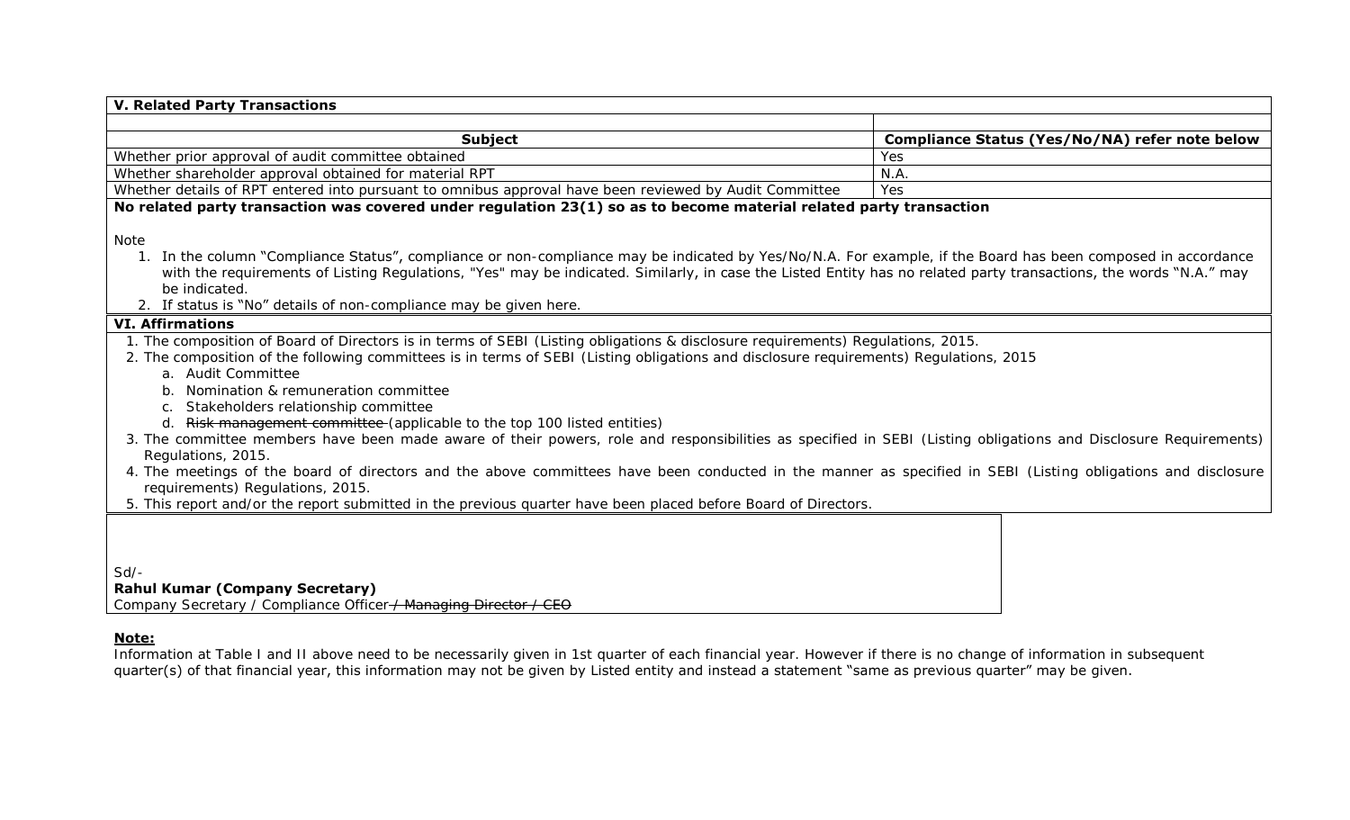## V. Related Party Transactions

| Subject | Compliance Status (Yes/No/NA) refer note below |
|---|---|
| Whether prior approval of audit committee obtained | Yes |
| Whether shareholder approval obtained for material RPT | N.A. |
| Whether details of RPT entered into pursuant to omnibus approval have been reviewed by Audit Committee | Yes |

**No related party transaction was covered under regulation 23(1) so as to become material related party transaction**

Note

1. In the column "Compliance Status", compliance or non-compliance may be indicated by Yes/No/N.A. For example, if the Board has been composed in accordance with the requirements of Listing Regulations, "Yes" may be indicated. Similarly, in case the Listed Entity has no related party transactions, the words "N.A." may be indicated.
2. If status is "No" details of non-compliance may be given here.

## VI. Affirmations

1. The composition of Board of Directors is in terms of SEBI (Listing obligations & disclosure requirements) Regulations, 2015.
2. The composition of the following committees is in terms of SEBI (Listing obligations and disclosure requirements) Regulations, 2015
   a. Audit Committee
   b. Nomination & remuneration committee
   c. Stakeholders relationship committee
   d. ~~Risk management committee~~ (applicable to the top 100 listed entities)
3. The committee members have been made aware of their powers, role and responsibilities as specified in SEBI (Listing obligations and Disclosure Requirements) Regulations, 2015.
4. The meetings of the board of directors and the above committees have been conducted in the manner as specified in SEBI (Listing obligations and disclosure requirements) Regulations, 2015.
5. This report and/or the report submitted in the previous quarter have been placed before Board of Directors.

Sd/-
**Rahul Kumar (Company Secretary)**
Company Secretary / Compliance Officer ~~/ Managing Director / CEO~~

**Note:**
Information at Table I and II above need to be necessarily given in 1st quarter of each financial year. However if there is no change of information in subsequent quarter(s) of that financial year, this information may not be given by Listed entity and instead a statement "same as previous quarter" may be given.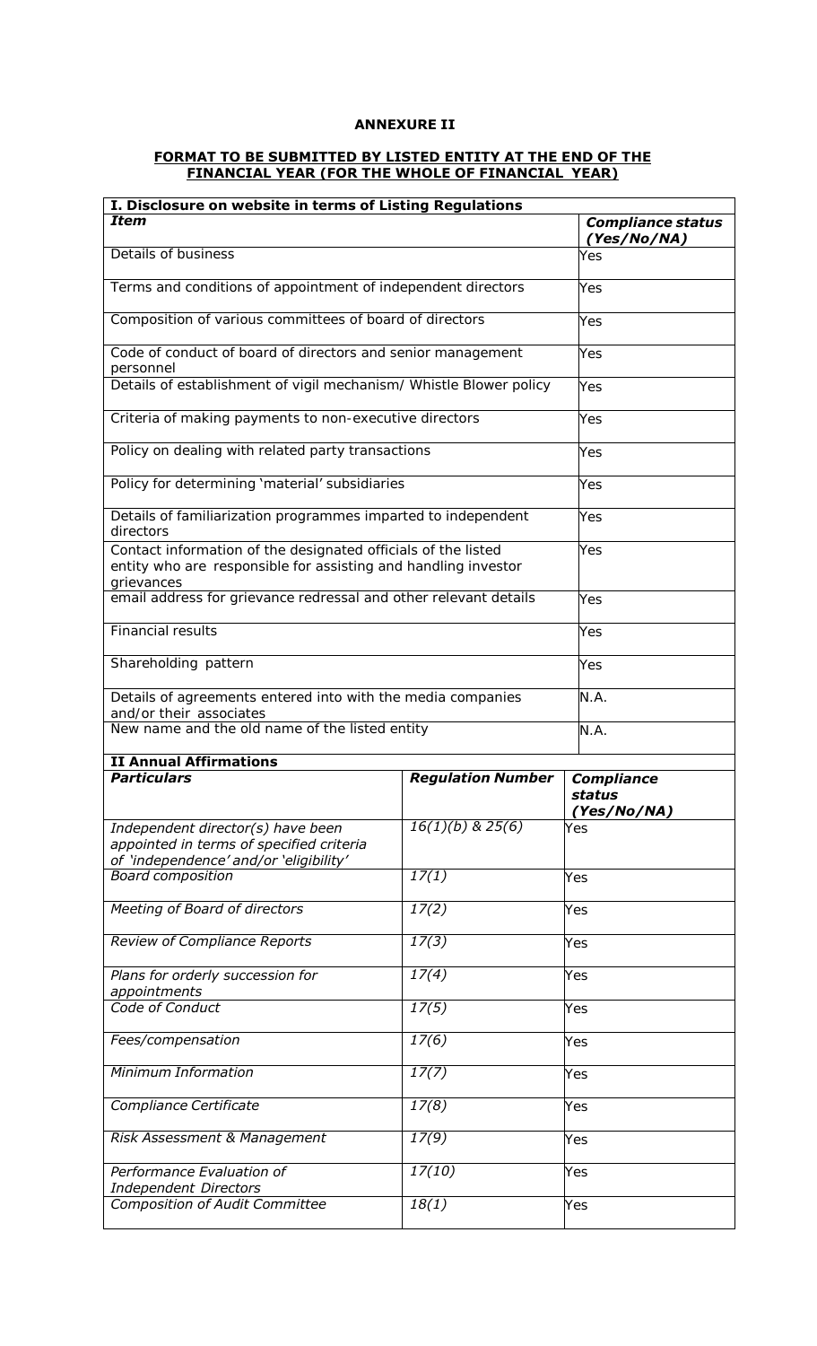# ANNEXURE II

## FORMAT TO BE SUBMITTED BY LISTED ENTITY AT THE END OF THE FINANCIAL YEAR (FOR THE WHOLE OF FINANCIAL YEAR)

| I. Disclosure on website in terms of Listing Regulations | |
|---|---|
| ***Item*** | ***Compliance status (Yes/No/NA)*** |
| Details of business | Yes |
| Terms and conditions of appointment of independent directors | Yes |
| Composition of various committees of board of directors | Yes |
| Code of conduct of board of directors and senior management personnel | Yes |
| Details of establishment of vigil mechanism/ Whistle Blower policy | Yes |
| Criteria of making payments to non-executive directors | Yes |
| Policy on dealing with related party transactions | Yes |
| Policy for determining 'material' subsidiaries | Yes |
| Details of familiarization programmes imparted to independent directors | Yes |
| Contact information of the designated officials of the listed entity who are responsible for assisting and handling investor grievances | Yes |
| email address for grievance redressal and other relevant details | Yes |
| Financial results | Yes |
| Shareholding pattern | Yes |
| Details of agreements entered into with the media companies and/or their associates | N.A. |
| New name and the old name of the listed entity | N.A. |

| II Annual Affirmations | | |
|---|---|---|
| ***Particulars*** | ***Regulation Number*** | ***Compliance status (Yes/No/NA)*** |
| *Independent director(s) have been appointed in terms of specified criteria of 'independence' and/or 'eligibility'* | *16(1)(b) & 25(6)* | Yes |
| *Board composition* | *17(1)* | Yes |
| *Meeting of Board of directors* | *17(2)* | Yes |
| *Review of Compliance Reports* | *17(3)* | Yes |
| *Plans for orderly succession for appointments* | *17(4)* | Yes |
| *Code of Conduct* | *17(5)* | Yes |
| *Fees/compensation* | *17(6)* | Yes |
| *Minimum Information* | *17(7)* | Yes |
| *Compliance Certificate* | *17(8)* | Yes |
| *Risk Assessment & Management* | *17(9)* | Yes |
| *Performance Evaluation of Independent Directors* | *17(10)* | Yes |
| *Composition of Audit Committee* | *18(1)* | Yes |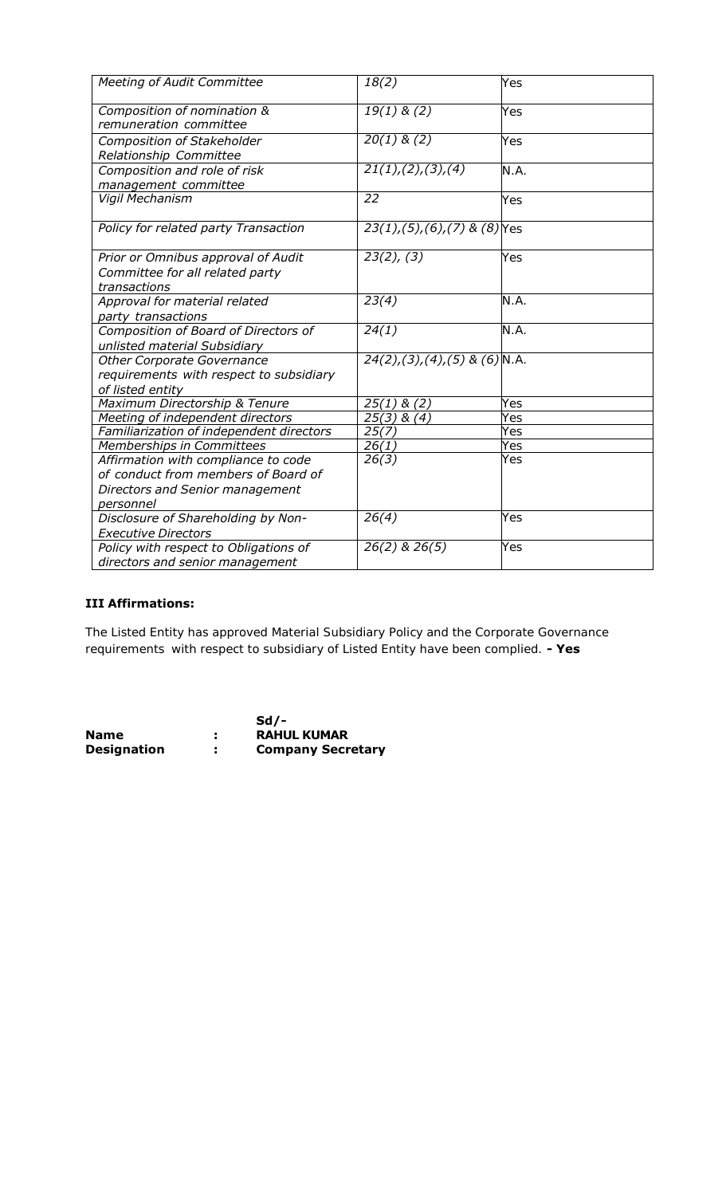| | | |
|---|---|---|
| *Meeting of Audit Committee* | *18(2)* | Yes |
| *Composition of nomination & remuneration committee* | *19(1) & (2)* | Yes |
| *Composition of Stakeholder Relationship Committee* | *20(1) & (2)* | Yes |
| *Composition and role of risk management committee* | *21(1),(2),(3),(4)* | N.A. |
| *Vigil Mechanism* | *22* | Yes |
| *Policy for related party Transaction* | *23(1),(5),(6),(7) & (8)* | Yes |
| *Prior or Omnibus approval of Audit Committee for all related party transactions* | *23(2), (3)* | Yes |
| *Approval for material related party transactions* | *23(4)* | N.A. |
| *Composition of Board of Directors of unlisted material Subsidiary* | *24(1)* | N.A. |
| *Other Corporate Governance requirements with respect to subsidiary of listed entity* | *24(2),(3),(4),(5) & (6)* | N.A. |
| *Maximum Directorship & Tenure* | *25(1) & (2)* | Yes |
| *Meeting of independent directors* | *25(3) & (4)* | Yes |
| *Familiarization of independent directors* | *25(7)* | Yes |
| *Memberships in Committees* | *26(1)* | Yes |
| *Affirmation with compliance to code of conduct from members of Board of Directors and Senior management personnel* | *26(3)* | Yes |
| *Disclosure of Shareholding by Non-Executive Directors* | *26(4)* | Yes |
| *Policy with respect to Obligations of directors and senior management* | *26(2) & 26(5)* | Yes |

**III Affirmations:**

The Listed Entity has approved Material Subsidiary Policy and the Corporate Governance requirements with respect to subsidiary of Listed Entity have been complied. **- Yes**

**Sd/-**

**Name : RAHUL KUMAR**

**Designation : Company Secretary**